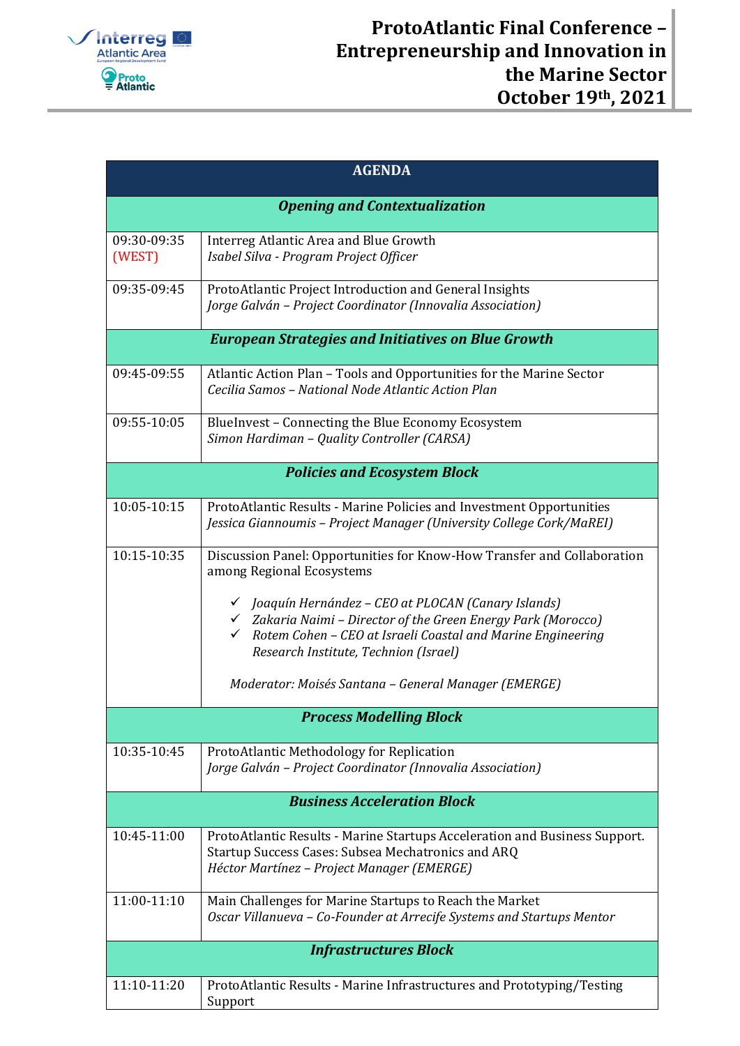# ProtoAtlantic Final Conference – Entrepreneurship and Innovation in the Marine Sector October 19th, 2021

| AGENDA | |
|---|---|
| ***Opening and Contextualization*** | |
| 09:30-09:35 (WEST) | Interreg Atlantic Area and Blue Growth<br>*Isabel Silva - Program Project Officer* |
| 09:35-09:45 | ProtoAtlantic Project Introduction and General Insights<br>*Jorge Galván – Project Coordinator (Innovalia Association)* |
| ***European Strategies and Initiatives on Blue Growth*** | |
| 09:45-09:55 | Atlantic Action Plan – Tools and Opportunities for the Marine Sector<br>*Cecilia Samos – National Node Atlantic Action Plan* |
| 09:55-10:05 | BlueInvest – Connecting the Blue Economy Ecosystem<br>*Simon Hardiman – Quality Controller (CARSA)* |
| ***Policies and Ecosystem Block*** | |
| 10:05-10:15 | ProtoAtlantic Results - Marine Policies and Investment Opportunities<br>*Jessica Giannoumis – Project Manager (University College Cork/MaREI)* |
| 10:15-10:35 | Discussion Panel: Opportunities for Know-How Transfer and Collaboration among Regional Ecosystems<br>✓ *Joaquín Hernández – CEO at PLOCAN (Canary Islands)*<br>✓ *Zakaria Naimi – Director of the Green Energy Park (Morocco)*<br>✓ *Rotem Cohen – CEO at Israeli Coastal and Marine Engineering Research Institute, Technion (Israel)*<br>*Moderator: Moisés Santana – General Manager (EMERGE)* |
| ***Process Modelling Block*** | |
| 10:35-10:45 | ProtoAtlantic Methodology for Replication<br>*Jorge Galván – Project Coordinator (Innovalia Association)* |
| ***Business Acceleration Block*** | |
| 10:45-11:00 | ProtoAtlantic Results - Marine Startups Acceleration and Business Support. Startup Success Cases: Subsea Mechatronics and ARQ<br>*Héctor Martínez – Project Manager (EMERGE)* |
| 11:00-11:10 | Main Challenges for Marine Startups to Reach the Market<br>*Oscar Villanueva – Co-Founder at Arrecife Systems and Startups Mentor* |
| ***Infrastructures Block*** | |
| 11:10-11:20 | ProtoAtlantic Results - Marine Infrastructures and Prototyping/Testing Support |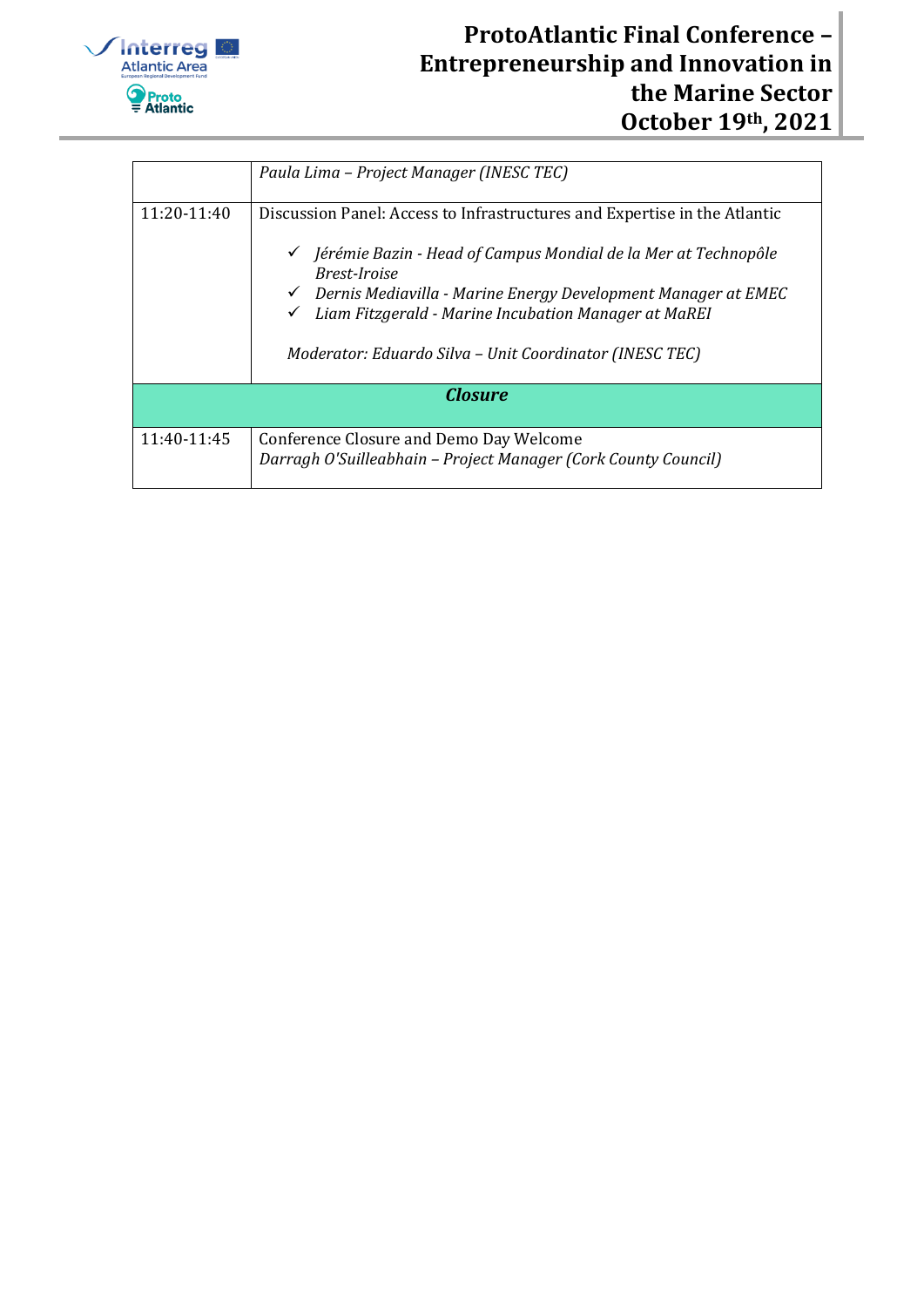| | |
|---|---|
| | *Paula Lima – Project Manager (INESC TEC)* |
| 11:20-11:40 | Discussion Panel: Access to Infrastructures and Expertise in the Atlantic<br>✓ *Jérémie Bazin - Head of Campus Mondial de la Mer at Technopôle Brest-Iroise*<br>✓ *Dernis Mediavilla - Marine Energy Development Manager at EMEC*<br>✓ *Liam Fitzgerald - Marine Incubation Manager at MaREI*<br><br>*Moderator: Eduardo Silva – Unit Coordinator (INESC TEC)* |
| ***Closure*** | |
| 11:40-11:45 | Conference Closure and Demo Day Welcome<br>*Darragh O'Suilleabhain – Project Manager (Cork County Council)* |